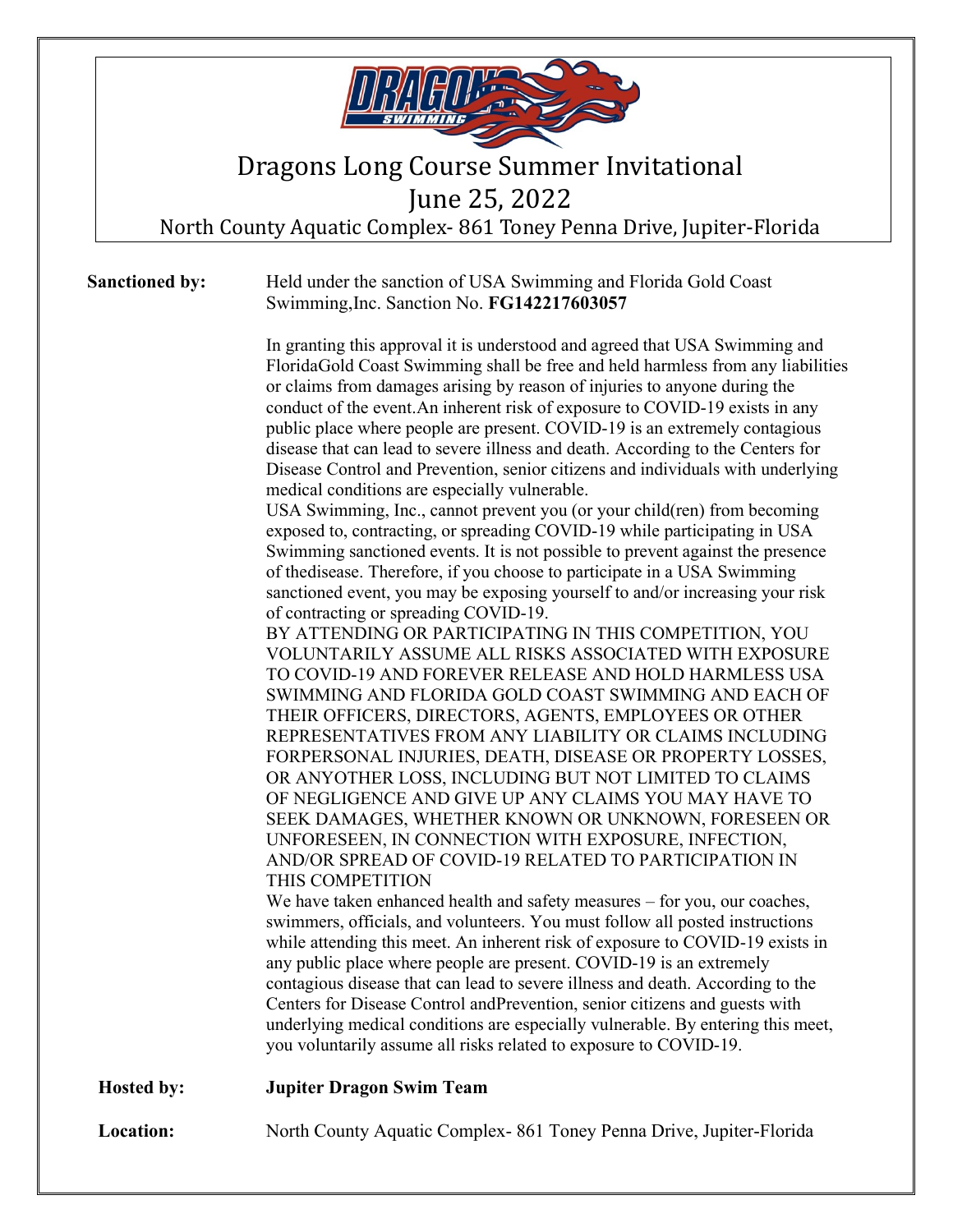# Dragons Long Course Summer Invitational

## June 25, 2022

### North County Aquatic Complex- 861 Toney Penna Drive, Jupiter-Florida

**Sanctioned by:** Held under the sanction of USA Swimming and Florida Gold Coast Swimming,Inc. Sanction No. **FG142217603057**

In granting this approval it is understood and agreed that USA Swimming and FloridaGold Coast Swimming shall be free and held harmless from any liabilities or claims from damages arising by reason of injuries to anyone during the conduct of the event.An inherent risk of exposure to COVID-19 exists in any public place where people are present. COVID-19 is an extremely contagious disease that can lead to severe illness and death. According to the Centers for Disease Control and Prevention, senior citizens and individuals with underlying medical conditions are especially vulnerable.

USA Swimming, Inc., cannot prevent you (or your child(ren) from becoming exposed to, contracting, or spreading COVID-19 while participating in USA Swimming sanctioned events. It is not possible to prevent against the presence of thedisease. Therefore, if you choose to participate in a USA Swimming sanctioned event, you may be exposing yourself to and/or increasing your risk of contracting or spreading COVID-19.

BY ATTENDING OR PARTICIPATING IN THIS COMPETITION, YOU VOLUNTARILY ASSUME ALL RISKS ASSOCIATED WITH EXPOSURE TO COVID-19 AND FOREVER RELEASE AND HOLD HARMLESS USA SWIMMING AND FLORIDA GOLD COAST SWIMMING AND EACH OF THEIR OFFICERS, DIRECTORS, AGENTS, EMPLOYEES OR OTHER REPRESENTATIVES FROM ANY LIABILITY OR CLAIMS INCLUDING FORPERSONAL INJURIES, DEATH, DISEASE OR PROPERTY LOSSES, OR ANYOTHER LOSS, INCLUDING BUT NOT LIMITED TO CLAIMS OF NEGLIGENCE AND GIVE UP ANY CLAIMS YOU MAY HAVE TO SEEK DAMAGES, WHETHER KNOWN OR UNKNOWN, FORESEEN OR UNFORESEEN, IN CONNECTION WITH EXPOSURE, INFECTION, AND/OR SPREAD OF COVID-19 RELATED TO PARTICIPATION IN THIS COMPETITION

We have taken enhanced health and safety measures – for you, our coaches, swimmers, officials, and volunteers. You must follow all posted instructions while attending this meet. An inherent risk of exposure to COVID-19 exists in any public place where people are present. COVID-19 is an extremely contagious disease that can lead to severe illness and death. According to the Centers for Disease Control andPrevention, senior citizens and guests with underlying medical conditions are especially vulnerable. By entering this meet, you voluntarily assume all risks related to exposure to COVID-19.

**Hosted by:** **Jupiter Dragon Swim Team**

**Location:** North County Aquatic Complex- 861 Toney Penna Drive, Jupiter-Florida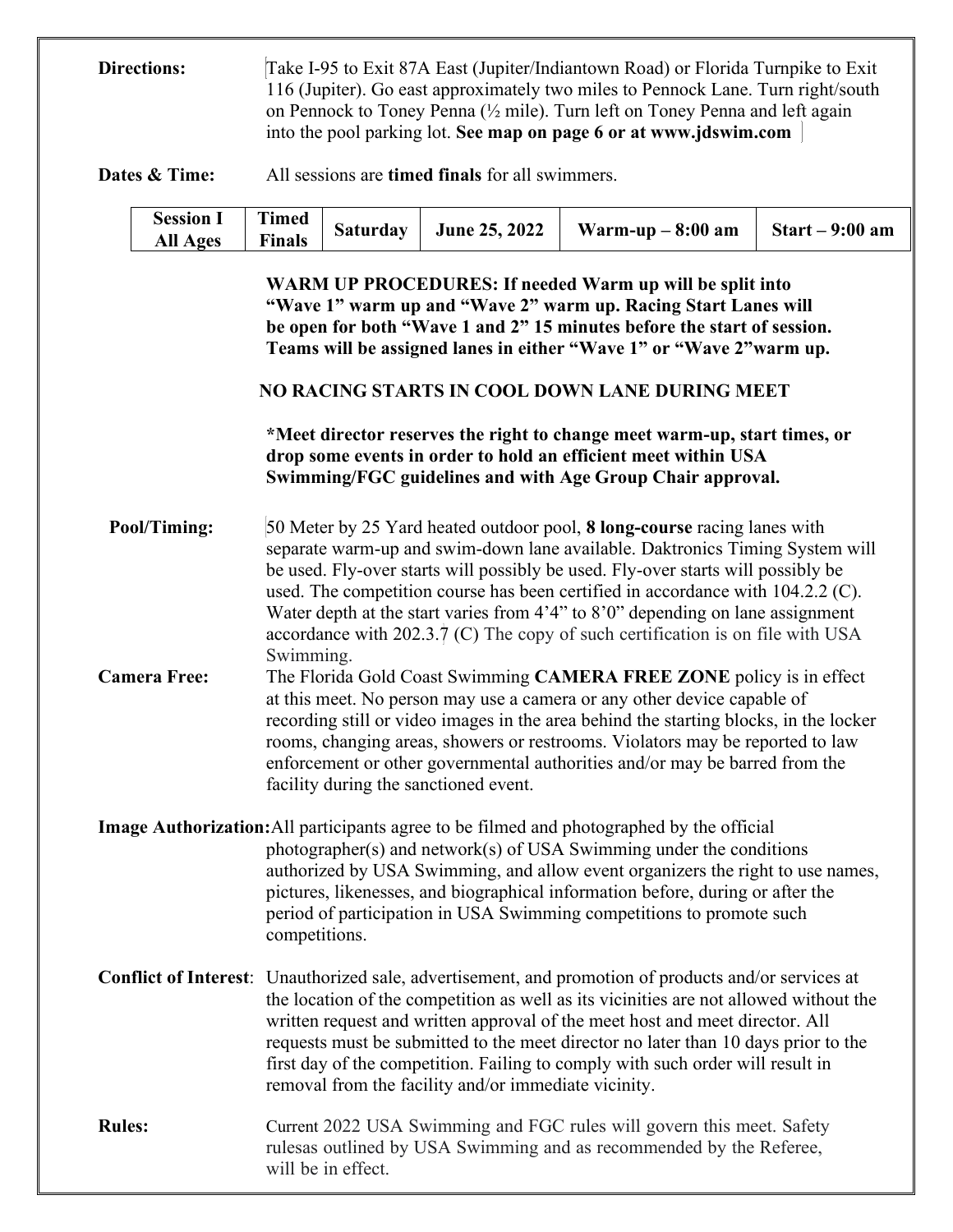**Directions:** Take I-95 to Exit 87A East (Jupiter/Indiantown Road) or Florida Turnpike to Exit 116 (Jupiter). Go east approximately two miles to Pennock Lane. Turn right/south on Pennock to Toney Penna (½ mile). Turn left on Toney Penna and left again into the pool parking lot. **See map on page 6 or at www.jdswim.com**

**Dates & Time:** All sessions are **timed finals** for all swimmers.

| **Session I All Ages** | **Timed Finals** | **Saturday** | **June 25, 2022** | **Warm-up – 8:00 am** | **Start – 9:00 am** |
|---|---|---|---|---|---|

**WARM UP PROCEDURES: If needed Warm up will be split into "Wave 1" warm up and "Wave 2" warm up. Racing Start Lanes will be open for both "Wave 1 and 2" 15 minutes before the start of session. Teams will be assigned lanes in either "Wave 1" or "Wave 2"warm up.**

**NO RACING STARTS IN COOL DOWN LANE DURING MEET**

**\*Meet director reserves the right to change meet warm-up, start times, or drop some events in order to hold an efficient meet within USA Swimming/FGC guidelines and with Age Group Chair approval.**

**Pool/Timing:** 50 Meter by 25 Yard heated outdoor pool, **8 long-course** racing lanes with separate warm-up and swim-down lane available. Daktronics Timing System will be used. Fly-over starts will possibly be used. Fly-over starts will possibly be used. The competition course has been certified in accordance with 104.2.2 (C). Water depth at the start varies from 4'4" to 8'0" depending on lane assignment accordance with 202.3.7 (C) The copy of such certification is on file with USA Swimming.

**Camera Free:** The Florida Gold Coast Swimming **CAMERA FREE ZONE** policy is in effect at this meet. No person may use a camera or any other device capable of recording still or video images in the area behind the starting blocks, in the locker rooms, changing areas, showers or restrooms. Violators may be reported to law enforcement or other governmental authorities and/or may be barred from the facility during the sanctioned event.

**Image Authorization:** All participants agree to be filmed and photographed by the official photographer(s) and network(s) of USA Swimming under the conditions authorized by USA Swimming, and allow event organizers the right to use names, pictures, likenesses, and biographical information before, during or after the period of participation in USA Swimming competitions to promote such competitions.

**Conflict of Interest**: Unauthorized sale, advertisement, and promotion of products and/or services at the location of the competition as well as its vicinities are not allowed without the written request and written approval of the meet host and meet director. All requests must be submitted to the meet director no later than 10 days prior to the first day of the competition. Failing to comply with such order will result in removal from the facility and/or immediate vicinity.

**Rules:** Current 2022 USA Swimming and FGC rules will govern this meet. Safety rulesas outlined by USA Swimming and as recommended by the Referee, will be in effect.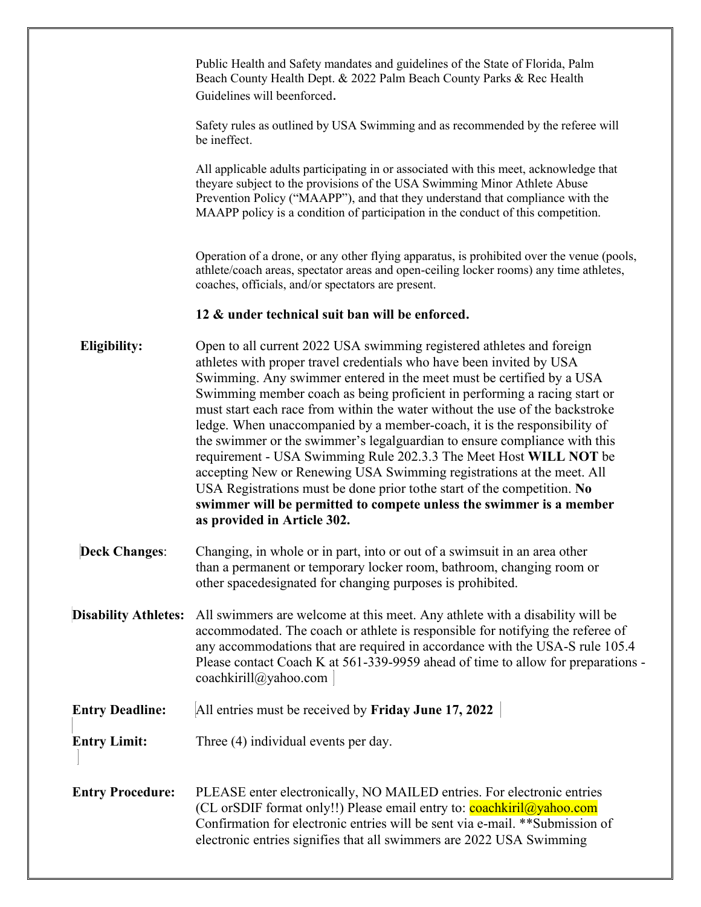Public Health and Safety mandates and guidelines of the State of Florida, Palm Beach County Health Dept. & 2022 Palm Beach County Parks & Rec Health Guidelines will beenforced.

Safety rules as outlined by USA Swimming and as recommended by the referee will be ineffect.

All applicable adults participating in or associated with this meet, acknowledge that theyare subject to the provisions of the USA Swimming Minor Athlete Abuse Prevention Policy ("MAAPP"), and that they understand that compliance with the MAAPP policy is a condition of participation in the conduct of this competition.

Operation of a drone, or any other flying apparatus, is prohibited over the venue (pools, athlete/coach areas, spectator areas and open-ceiling locker rooms) any time athletes, coaches, officials, and/or spectators are present.

**12 & under technical suit ban will be enforced.**

**Eligibility:** Open to all current 2022 USA swimming registered athletes and foreign athletes with proper travel credentials who have been invited by USA Swimming. Any swimmer entered in the meet must be certified by a USA Swimming member coach as being proficient in performing a racing start or must start each race from within the water without the use of the backstroke ledge. When unaccompanied by a member-coach, it is the responsibility of the swimmer or the swimmer's legalguardian to ensure compliance with this requirement - USA Swimming Rule 202.3.3 The Meet Host **WILL NOT** be accepting New or Renewing USA Swimming registrations at the meet. All USA Registrations must be done prior tothe start of the competition. **No swimmer will be permitted to compete unless the swimmer is a member as provided in Article 302.**

**Deck Changes**: Changing, in whole or in part, into or out of a swimsuit in an area other than a permanent or temporary locker room, bathroom, changing room or other spacedesignated for changing purposes is prohibited.

**Disability Athletes:** All swimmers are welcome at this meet. Any athlete with a disability will be accommodated. The coach or athlete is responsible for notifying the referee of any accommodations that are required in accordance with the USA-S rule 105.4 Please contact Coach K at 561-339-9959 ahead of time to allow for preparations - coachkirill@yahoo.com

**Entry Deadline:** All entries must be received by **Friday June 17, 2022**

**Entry Limit:** Three (4) individual events per day.

**Entry Procedure:** PLEASE enter electronically, NO MAILED entries. For electronic entries (CL orSDIF format only!!) Please email entry to: coachkiril@yahoo.com Confirmation for electronic entries will be sent via e-mail. **Submission of electronic entries signifies that all swimmers are 2022 USA Swimming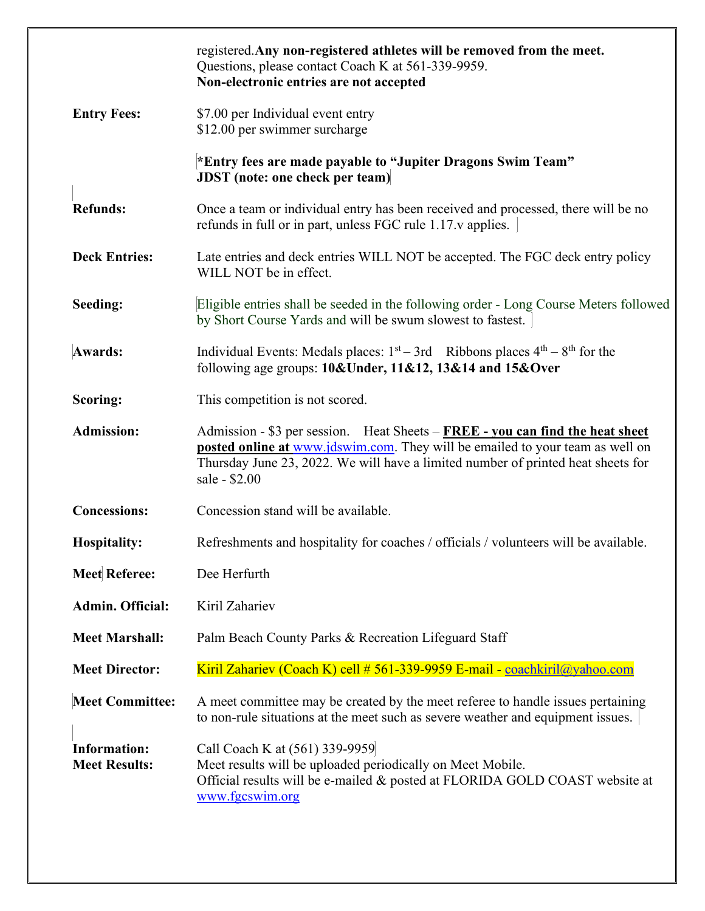registered.**Any non-registered athletes will be removed from the meet.**
Questions, please contact Coach K at 561-339-9959.
**Non-electronic entries are not accepted**

| | |
|---|---|
| **Entry Fees:** | $7.00 per Individual event entry<br>$12.00 per swimmer surcharge<br><br>**\*Entry fees are made payable to "Jupiter Dragons Swim Team" JDST (note: one check per team)** |
| **Refunds:** | Once a team or individual entry has been received and processed, there will be no refunds in full or in part, unless FGC rule 1.17.v applies. |
| **Deck Entries:** | Late entries and deck entries WILL NOT be accepted. The FGC deck entry policy WILL NOT be in effect. |
| **Seeding:** | Eligible entries shall be seeded in the following order - Long Course Meters followed by Short Course Yards and will be swum slowest to fastest. |
| **Awards:** | Individual Events: Medals places: 1st – 3rd   Ribbons places 4th – 8th for the following age groups: **10&Under, 11&12, 13&14 and 15&Over** |
| **Scoring:** | This competition is not scored. |
| **Admission:** | Admission - $3 per session.   Heat Sheets – **FREE - you can find the heat sheet posted online at** www.jdswim.com. They will be emailed to your team as well on Thursday June 23, 2022. We will have a limited number of printed heat sheets for sale - $2.00 |
| **Concessions:** | Concession stand will be available. |
| **Hospitality:** | Refreshments and hospitality for coaches / officials / volunteers will be available. |
| **Meet Referee:** | Dee Herfurth |
| **Admin. Official:** | Kiril Zahariev |
| **Meet Marshall:** | Palm Beach County Parks & Recreation Lifeguard Staff |
| **Meet Director:** | Kiril Zahariev (Coach K) cell # 561-339-9959 E-mail - coachkiril@yahoo.com |
| **Meet Committee:** | A meet committee may be created by the meet referee to handle issues pertaining to non-rule situations at the meet such as severe weather and equipment issues. |
| **Information:** | Call Coach K at (561) 339-9959 |
| **Meet Results:** | Meet results will be uploaded periodically on Meet Mobile.<br>Official results will be e-mailed & posted at FLORIDA GOLD COAST website at www.fgcswim.org |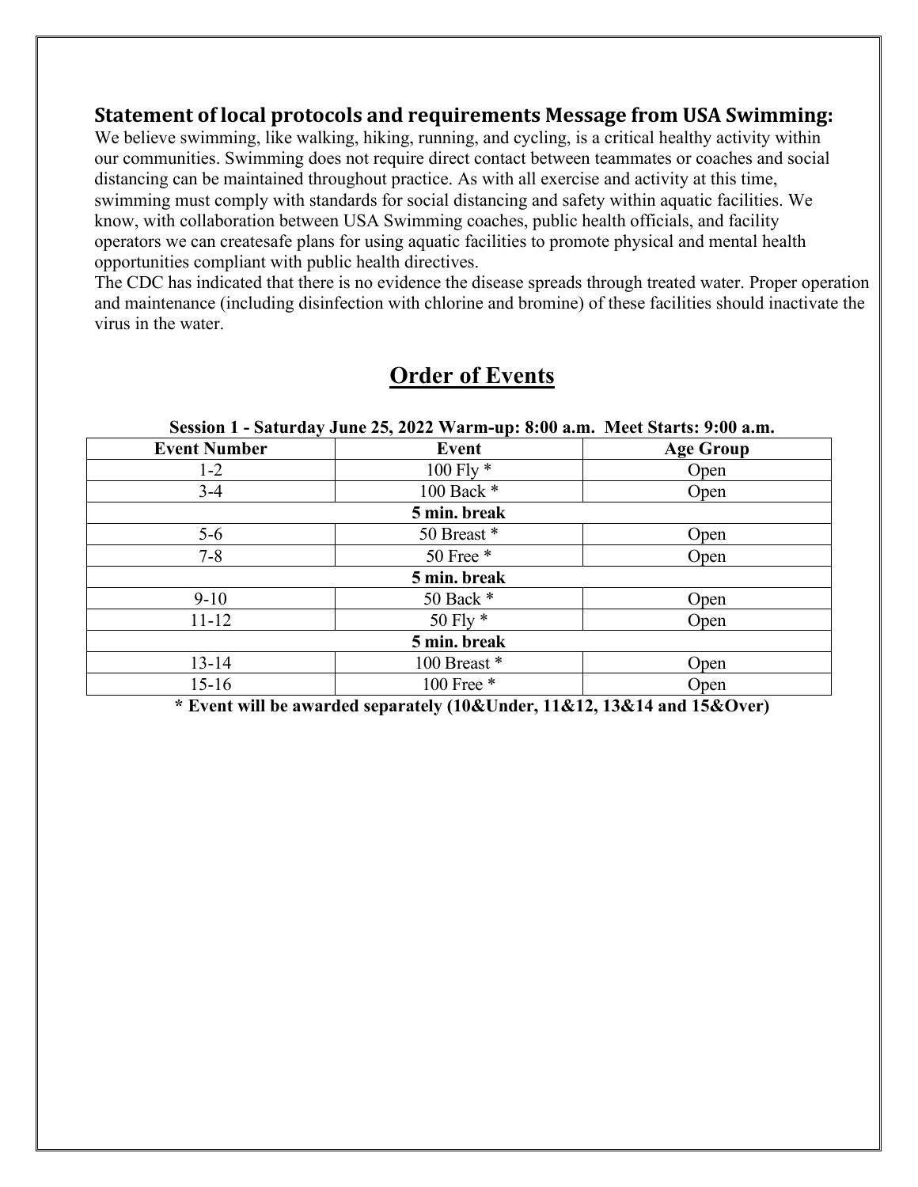## Statement of local protocols and requirements Message from USA Swimming:

We believe swimming, like walking, hiking, running, and cycling, is a critical healthy activity within our communities. Swimming does not require direct contact between teammates or coaches and social distancing can be maintained throughout practice. As with all exercise and activity at this time, swimming must comply with standards for social distancing and safety within aquatic facilities. We know, with collaboration between USA Swimming coaches, public health officials, and facility operators we can createsafe plans for using aquatic facilities to promote physical and mental health opportunities compliant with public health directives.

The CDC has indicated that there is no evidence the disease spreads through treated water. Proper operation and maintenance (including disinfection with chlorine and bromine) of these facilities should inactivate the virus in the water.

# Order of Events

**Session 1 - Saturday June 25, 2022 Warm-up: 8:00 a.m. Meet Starts: 9:00 a.m.**

| Event Number | Event | Age Group |
|---|---|---|
| 1-2 | 100 Fly * | Open |
| 3-4 | 100 Back * | Open |
| **5 min. break** | | |
| 5-6 | 50 Breast * | Open |
| 7-8 | 50 Free * | Open |
| **5 min. break** | | |
| 9-10 | 50 Back * | Open |
| 11-12 | 50 Fly * | Open |
| **5 min. break** | | |
| 13-14 | 100 Breast * | Open |
| 15-16 | 100 Free * | Open |

**\* Event will be awarded separately (10&Under, 11&12, 13&14 and 15&Over)**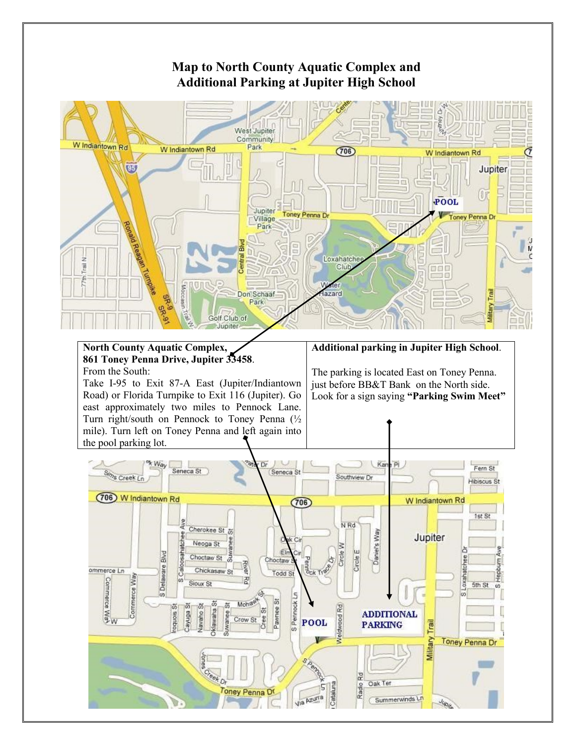# Map to North County Aquatic Complex and Additional Parking at Jupiter High School

| | |
|---|---|
| **North County Aquatic Complex, 861 Toney Penna Drive, Jupiter 33458**. From the South: Take I-95 to Exit 87-A East (Jupiter/Indiantown Road) or Florida Turnpike to Exit 116 (Jupiter). Go east approximately two miles to Pennock Lane. Turn right/south on Pennock to Toney Penna (½ mile). Turn left on Toney Penna and left again into the pool parking lot. | **Additional parking in Jupiter High School**. The parking is located East on Toney Penna. just before BB&T Bank on the North side. Look for a sign saying **"Parking Swim Meet"** |